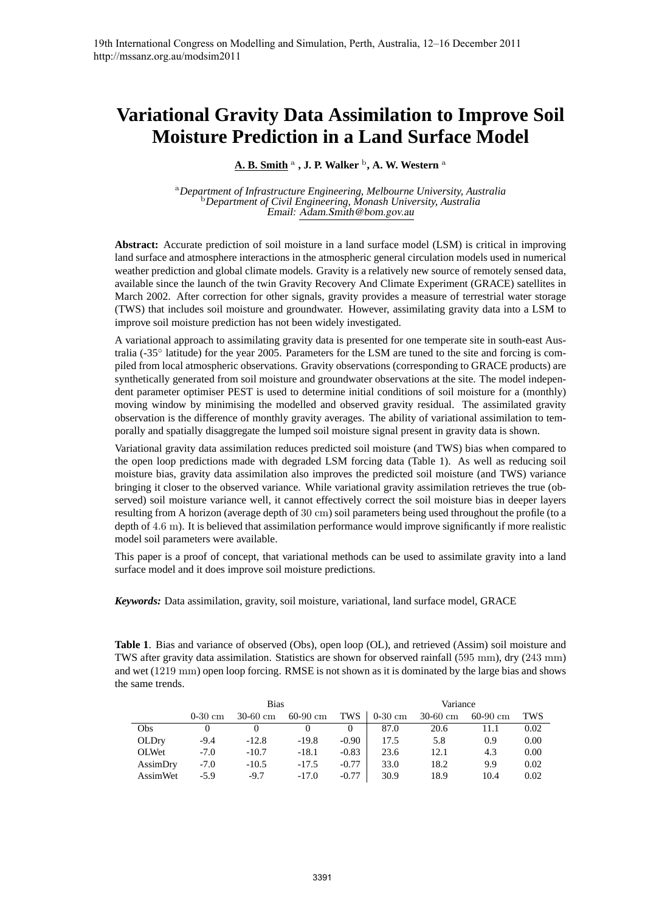# Variational Gravity Data Assimilation to Improve Soil Moisture Prediction in a Land Surface Model

**A. B. Smith** [a], **J. P. Walker** [b], **A. W. Western** [a]

[a] *Department of Infrastructure Engineering, Melbourne University, Australia*
[b] *Department of Civil Engineering, Monash University, Australia*
*Email:* Adam.Smith@bom.gov.au

**Abstract:** Accurate prediction of soil moisture in a land surface model (LSM) is critical in improving land surface and atmosphere interactions in the atmospheric general circulation models used in numerical weather prediction and global climate models. Gravity is a relatively new source of remotely sensed data, available since the launch of the twin Gravity Recovery And Climate Experiment (GRACE) satellites in March 2002. After correction for other signals, gravity provides a measure of terrestrial water storage (TWS) that includes soil moisture and groundwater. However, assimilating gravity data into a LSM to improve soil moisture prediction has not been widely investigated.

A variational approach to assimilating gravity data is presented for one temperate site in south-east Australia (-35° latitude) for the year 2005. Parameters for the LSM are tuned to the site and forcing is compiled from local atmospheric observations. Gravity observations (corresponding to GRACE products) are synthetically generated from soil moisture and groundwater observations at the site. The model independent parameter optimiser PEST is used to determine initial conditions of soil moisture for a (monthly) moving window by minimising the modelled and observed gravity residual. The assimilated gravity observation is the difference of monthly gravity averages. The ability of variational assimilation to temporally and spatially disaggregate the lumped soil moisture signal present in gravity data is shown.

Variational gravity data assimilation reduces predicted soil moisture (and TWS) bias when compared to the open loop predictions made with degraded LSM forcing data (Table 1). As well as reducing soil moisture bias, gravity data assimilation also improves the predicted soil moisture (and TWS) variance bringing it closer to the observed variance. While variational gravity assimilation retrieves the true (observed) soil moisture variance well, it cannot effectively correct the soil moisture bias in deeper layers resulting from A horizon (average depth of 30 cm) soil parameters being used throughout the profile (to a depth of 4.6 m). It is believed that assimilation performance would improve significantly if more realistic model soil parameters were available.

This paper is a proof of concept, that variational methods can be used to assimilate gravity into a land surface model and it does improve soil moisture predictions.

***Keywords:*** Data assimilation, gravity, soil moisture, variational, land surface model, GRACE

**Table 1**. Bias and variance of observed (Obs), open loop (OL), and retrieved (Assim) soil moisture and TWS after gravity data assimilation. Statistics are shown for observed rainfall (595 mm), dry (243 mm) and wet (1219 mm) open loop forcing. RMSE is not shown as it is dominated by the large bias and shows the same trends.

| | Bias | | | | Variance | | | |
|---|---|---|---|---|---|---|---|---|
| | 0-30 cm | 30-60 cm | 60-90 cm | TWS | 0-30 cm | 30-60 cm | 60-90 cm | TWS |
| Obs | 0 | 0 | 0 | 0 | 87.0 | 20.6 | 11.1 | 0.02 |
| OLDry | -9.4 | -12.8 | -19.8 | -0.90 | 17.5 | 5.8 | 0.9 | 0.00 |
| OLWet | -7.0 | -10.7 | -18.1 | -0.83 | 23.6 | 12.1 | 4.3 | 0.00 |
| AssimDry | -7.0 | -10.5 | -17.5 | -0.77 | 33.0 | 18.2 | 9.9 | 0.02 |
| AssimWet | -5.9 | -9.7 | -17.0 | -0.77 | 30.9 | 18.9 | 10.4 | 0.02 |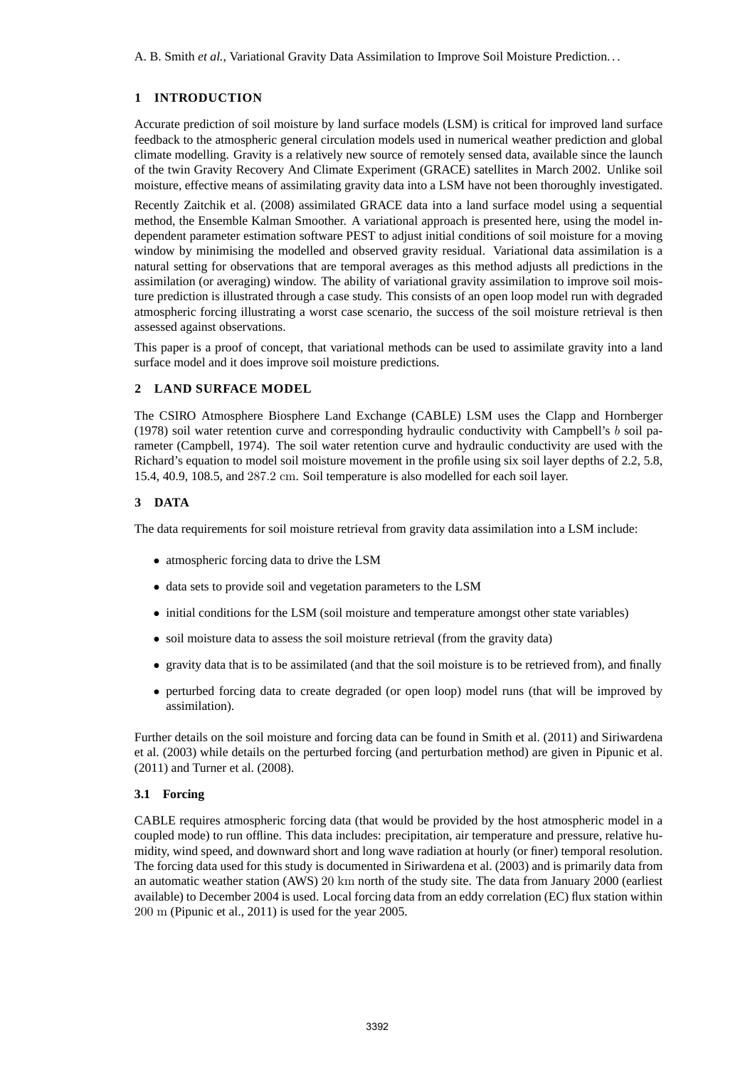## 1 INTRODUCTION

Accurate prediction of soil moisture by land surface models (LSM) is critical for improved land surface feedback to the atmospheric general circulation models used in numerical weather prediction and global climate modelling. Gravity is a relatively new source of remotely sensed data, available since the launch of the twin Gravity Recovery And Climate Experiment (GRACE) satellites in March 2002. Unlike soil moisture, effective means of assimilating gravity data into a LSM have not been thoroughly investigated.

Recently Zaitchik et al. (2008) assimilated GRACE data into a land surface model using a sequential method, the Ensemble Kalman Smoother. A variational approach is presented here, using the model independent parameter estimation software PEST to adjust initial conditions of soil moisture for a moving window by minimising the modelled and observed gravity residual. Variational data assimilation is a natural setting for observations that are temporal averages as this method adjusts all predictions in the assimilation (or averaging) window. The ability of variational gravity assimilation to improve soil moisture prediction is illustrated through a case study. This consists of an open loop model run with degraded atmospheric forcing illustrating a worst case scenario, the success of the soil moisture retrieval is then assessed against observations.

This paper is a proof of concept, that variational methods can be used to assimilate gravity into a land surface model and it does improve soil moisture predictions.

## 2 LAND SURFACE MODEL

The CSIRO Atmosphere Biosphere Land Exchange (CABLE) LSM uses the Clapp and Hornberger (1978) soil water retention curve and corresponding hydraulic conductivity with Campbell's $b$ soil parameter (Campbell, 1974). The soil water retention curve and hydraulic conductivity are used with the Richard's equation to model soil moisture movement in the profile using six soil layer depths of 2.2, 5.8, 15.4, 40.9, 108.5, and $287.2$ cm. Soil temperature is also modelled for each soil layer.

## 3 DATA

The data requirements for soil moisture retrieval from gravity data assimilation into a LSM include:

- atmospheric forcing data to drive the LSM
- data sets to provide soil and vegetation parameters to the LSM
- initial conditions for the LSM (soil moisture and temperature amongst other state variables)
- soil moisture data to assess the soil moisture retrieval (from the gravity data)
- gravity data that is to be assimilated (and that the soil moisture is to be retrieved from), and finally
- perturbed forcing data to create degraded (or open loop) model runs (that will be improved by assimilation).

Further details on the soil moisture and forcing data can be found in Smith et al. (2011) and Siriwardena et al. (2003) while details on the perturbed forcing (and perturbation method) are given in Pipunic et al. (2011) and Turner et al. (2008).

### 3.1 Forcing

CABLE requires atmospheric forcing data (that would be provided by the host atmospheric model in a coupled mode) to run offline. This data includes: precipitation, air temperature and pressure, relative humidity, wind speed, and downward short and long wave radiation at hourly (or finer) temporal resolution. The forcing data used for this study is documented in Siriwardena et al. (2003) and is primarily data from an automatic weather station (AWS) $20$ km north of the study site. The data from January 2000 (earliest available) to December 2004 is used. Local forcing data from an eddy correlation (EC) flux station within $200$ m (Pipunic et al., 2011) is used for the year 2005.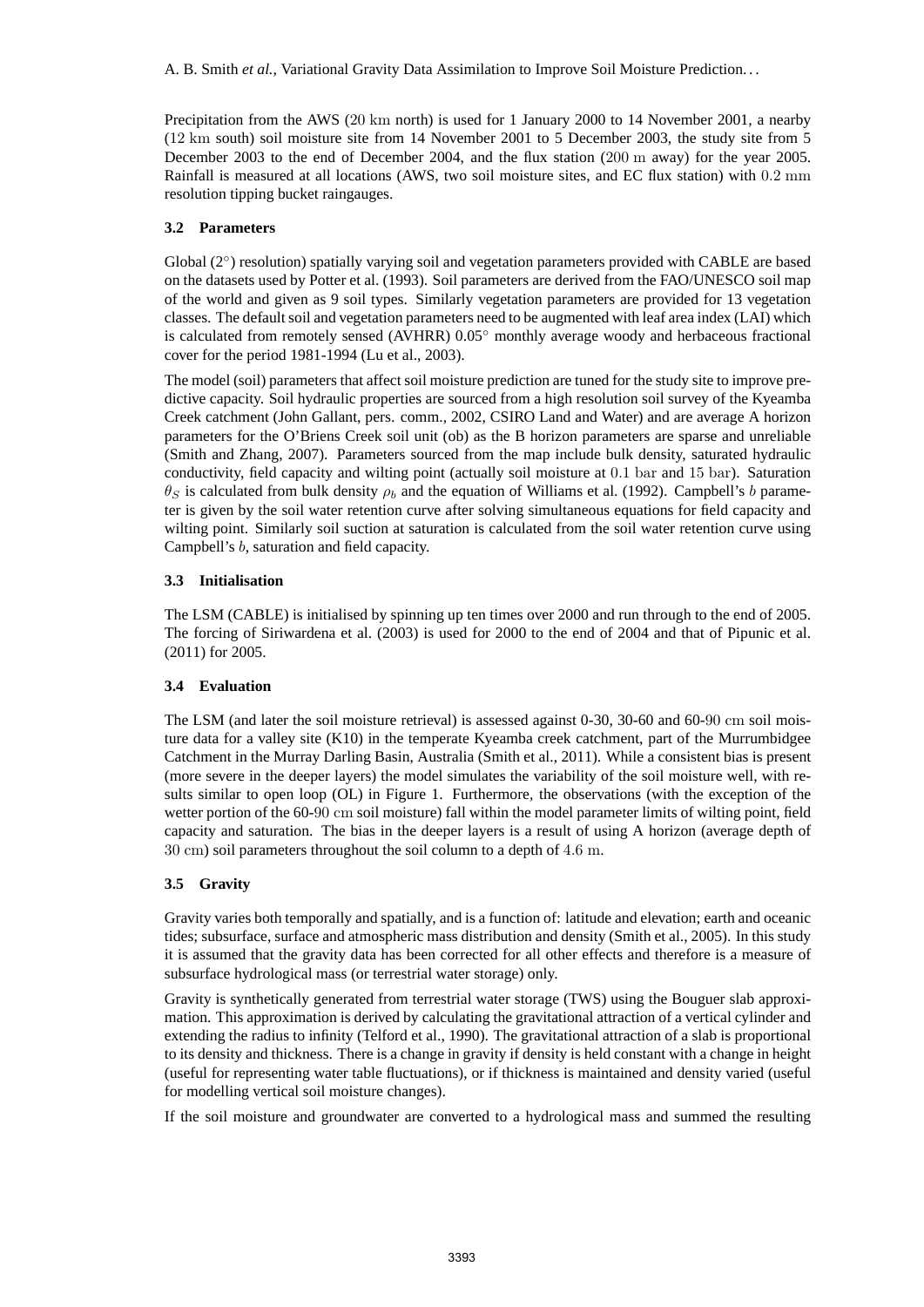Precipitation from the AWS (20 km north) is used for 1 January 2000 to 14 November 2001, a nearby (12 km south) soil moisture site from 14 November 2001 to 5 December 2003, the study site from 5 December 2003 to the end of December 2004, and the flux station (200 m away) for the year 2005. Rainfall is measured at all locations (AWS, two soil moisture sites, and EC flux station) with 0.2 mm resolution tipping bucket raingauges.

### 3.2 Parameters

Global (2°) resolution) spatially varying soil and vegetation parameters provided with CABLE are based on the datasets used by Potter et al. (1993). Soil parameters are derived from the FAO/UNESCO soil map of the world and given as 9 soil types. Similarly vegetation parameters are provided for 13 vegetation classes. The default soil and vegetation parameters need to be augmented with leaf area index (LAI) which is calculated from remotely sensed (AVHRR) 0.05° monthly average woody and herbaceous fractional cover for the period 1981-1994 (Lu et al., 2003).

The model (soil) parameters that affect soil moisture prediction are tuned for the study site to improve predictive capacity. Soil hydraulic properties are sourced from a high resolution soil survey of the Kyeamba Creek catchment (John Gallant, pers. comm., 2002, CSIRO Land and Water) and are average A horizon parameters for the O'Briens Creek soil unit (ob) as the B horizon parameters are sparse and unreliable (Smith and Zhang, 2007). Parameters sourced from the map include bulk density, saturated hydraulic conductivity, field capacity and wilting point (actually soil moisture at 0.1 bar and 15 bar). Saturation $\theta_S$ is calculated from bulk density $\rho_b$ and the equation of Williams et al. (1992). Campbell's $b$ parameter is given by the soil water retention curve after solving simultaneous equations for field capacity and wilting point. Similarly soil suction at saturation is calculated from the soil water retention curve using Campbell's $b$, saturation and field capacity.

### 3.3 Initialisation

The LSM (CABLE) is initialised by spinning up ten times over 2000 and run through to the end of 2005. The forcing of Siriwardena et al. (2003) is used for 2000 to the end of 2004 and that of Pipunic et al. (2011) for 2005.

### 3.4 Evaluation

The LSM (and later the soil moisture retrieval) is assessed against 0-30, 30-60 and 60-90 cm soil moisture data for a valley site (K10) in the temperate Kyeamba creek catchment, part of the Murrumbidgee Catchment in the Murray Darling Basin, Australia (Smith et al., 2011). While a consistent bias is present (more severe in the deeper layers) the model simulates the variability of the soil moisture well, with results similar to open loop (OL) in Figure 1. Furthermore, the observations (with the exception of the wetter portion of the 60-90 cm soil moisture) fall within the model parameter limits of wilting point, field capacity and saturation. The bias in the deeper layers is a result of using A horizon (average depth of 30 cm) soil parameters throughout the soil column to a depth of 4.6 m.

### 3.5 Gravity

Gravity varies both temporally and spatially, and is a function of: latitude and elevation; earth and oceanic tides; subsurface, surface and atmospheric mass distribution and density (Smith et al., 2005). In this study it is assumed that the gravity data has been corrected for all other effects and therefore is a measure of subsurface hydrological mass (or terrestrial water storage) only.

Gravity is synthetically generated from terrestrial water storage (TWS) using the Bouguer slab approximation. This approximation is derived by calculating the gravitational attraction of a vertical cylinder and extending the radius to infinity (Telford et al., 1990). The gravitational attraction of a slab is proportional to its density and thickness. There is a change in gravity if density is held constant with a change in height (useful for representing water table fluctuations), or if thickness is maintained and density varied (useful for modelling vertical soil moisture changes).

If the soil moisture and groundwater are converted to a hydrological mass and summed the resulting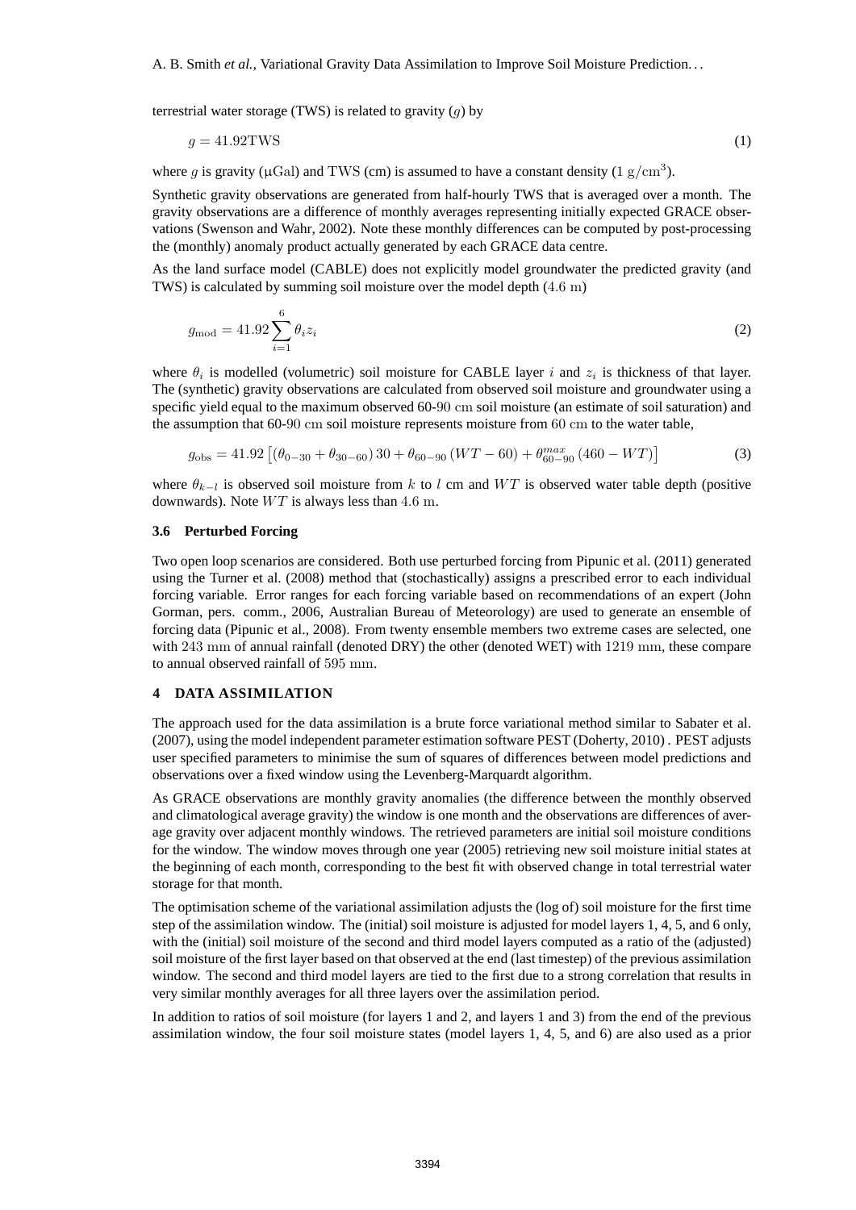terrestrial water storage (TWS) is related to gravity ($g$) by

$$g = 41.92\text{TWS} \tag{1}$$

where $g$ is gravity ($\mu\text{Gal}$) and TWS (cm) is assumed to have a constant density ($1\ \text{g}/\text{cm}^3$).

Synthetic gravity observations are generated from half-hourly TWS that is averaged over a month. The gravity observations are a difference of monthly averages representing initially expected GRACE observations (Swenson and Wahr, 2002). Note these monthly differences can be computed by post-processing the (monthly) anomaly product actually generated by each GRACE data centre.

As the land surface model (CABLE) does not explicitly model groundwater the predicted gravity (and TWS) is calculated by summing soil moisture over the model depth ($4.6$ m)

$$g_{\text{mod}} = 41.92 \sum_{i=1}^{6} \theta_i z_i \tag{2}$$

where $\theta_i$ is modelled (volumetric) soil moisture for CABLE layer $i$ and $z_i$ is thickness of that layer. The (synthetic) gravity observations are calculated from observed soil moisture and groundwater using a specific yield equal to the maximum observed 60-$90$ cm soil moisture (an estimate of soil saturation) and the assumption that 60-$90$ cm soil moisture represents moisture from $60$ cm to the water table,

$$g_{\text{obs}} = 41.92 \left[ \left( \theta_{0-30} + \theta_{30-60} \right) 30 + \theta_{60-90} \left( WT - 60 \right) + \theta_{60-90}^{max} \left( 460 - WT \right) \right] \tag{3}$$

where $\theta_{k-l}$ is observed soil moisture from $k$ to $l$ cm and $WT$ is observed water table depth (positive downwards). Note $WT$ is always less than $4.6$ m.

### 3.6 Perturbed Forcing

Two open loop scenarios are considered. Both use perturbed forcing from Pipunic et al. (2011) generated using the Turner et al. (2008) method that (stochastically) assigns a prescribed error to each individual forcing variable. Error ranges for each forcing variable based on recommendations of an expert (John Gorman, pers. comm., 2006, Australian Bureau of Meteorology) are used to generate an ensemble of forcing data (Pipunic et al., 2008). From twenty ensemble members two extreme cases are selected, one with $243$ mm of annual rainfall (denoted DRY) the other (denoted WET) with $1219$ mm, these compare to annual observed rainfall of $595$ mm.

## 4 DATA ASSIMILATION

The approach used for the data assimilation is a brute force variational method similar to Sabater et al. (2007), using the model independent parameter estimation software PEST (Doherty, 2010) . PEST adjusts user specified parameters to minimise the sum of squares of differences between model predictions and observations over a fixed window using the Levenberg-Marquardt algorithm.

As GRACE observations are monthly gravity anomalies (the difference between the monthly observed and climatological average gravity) the window is one month and the observations are differences of average gravity over adjacent monthly windows. The retrieved parameters are initial soil moisture conditions for the window. The window moves through one year (2005) retrieving new soil moisture initial states at the beginning of each month, corresponding to the best fit with observed change in total terrestrial water storage for that month.

The optimisation scheme of the variational assimilation adjusts the (log of) soil moisture for the first time step of the assimilation window. The (initial) soil moisture is adjusted for model layers 1, 4, 5, and 6 only, with the (initial) soil moisture of the second and third model layers computed as a ratio of the (adjusted) soil moisture of the first layer based on that observed at the end (last timestep) of the previous assimilation window. The second and third model layers are tied to the first due to a strong correlation that results in very similar monthly averages for all three layers over the assimilation period.

In addition to ratios of soil moisture (for layers 1 and 2, and layers 1 and 3) from the end of the previous assimilation window, the four soil moisture states (model layers 1, 4, 5, and 6) are also used as a prior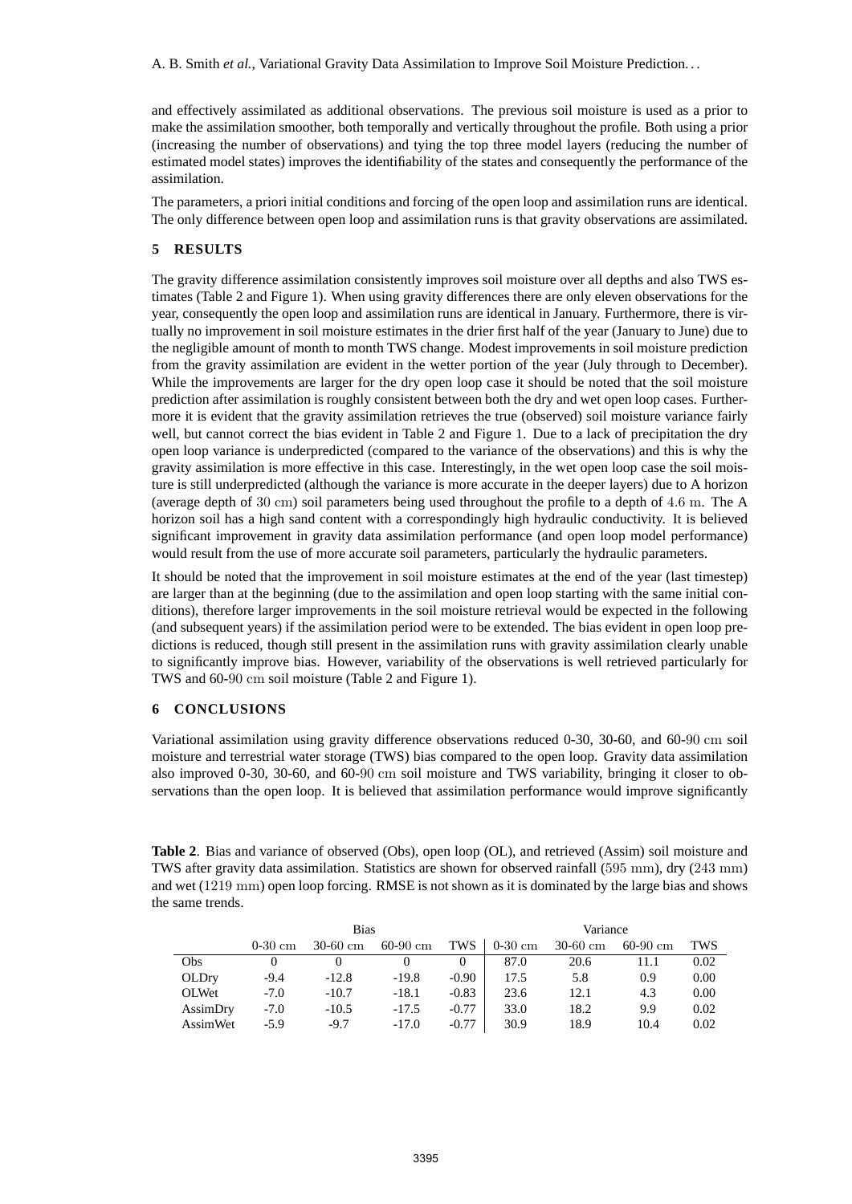and effectively assimilated as additional observations. The previous soil moisture is used as a prior to make the assimilation smoother, both temporally and vertically throughout the profile. Both using a prior (increasing the number of observations) and tying the top three model layers (reducing the number of estimated model states) improves the identifiability of the states and consequently the performance of the assimilation.

The parameters, a priori initial conditions and forcing of the open loop and assimilation runs are identical. The only difference between open loop and assimilation runs is that gravity observations are assimilated.

## 5 RESULTS

The gravity difference assimilation consistently improves soil moisture over all depths and also TWS estimates (Table 2 and Figure 1). When using gravity differences there are only eleven observations for the year, consequently the open loop and assimilation runs are identical in January. Furthermore, there is virtually no improvement in soil moisture estimates in the drier first half of the year (January to June) due to the negligible amount of month to month TWS change. Modest improvements in soil moisture prediction from the gravity assimilation are evident in the wetter portion of the year (July through to December). While the improvements are larger for the dry open loop case it should be noted that the soil moisture prediction after assimilation is roughly consistent between both the dry and wet open loop cases. Furthermore it is evident that the gravity assimilation retrieves the true (observed) soil moisture variance fairly well, but cannot correct the bias evident in Table 2 and Figure 1. Due to a lack of precipitation the dry open loop variance is underpredicted (compared to the variance of the observations) and this is why the gravity assimilation is more effective in this case. Interestingly, in the wet open loop case the soil moisture is still underpredicted (although the variance is more accurate in the deeper layers) due to A horizon (average depth of 30 cm) soil parameters being used throughout the profile to a depth of 4.6 m. The A horizon soil has a high sand content with a correspondingly high hydraulic conductivity. It is believed significant improvement in gravity data assimilation performance (and open loop model performance) would result from the use of more accurate soil parameters, particularly the hydraulic parameters.

It should be noted that the improvement in soil moisture estimates at the end of the year (last timestep) are larger than at the beginning (due to the assimilation and open loop starting with the same initial conditions), therefore larger improvements in the soil moisture retrieval would be expected in the following (and subsequent years) if the assimilation period were to be extended. The bias evident in open loop predictions is reduced, though still present in the assimilation runs with gravity assimilation clearly unable to significantly improve bias. However, variability of the observations is well retrieved particularly for TWS and 60-90 cm soil moisture (Table 2 and Figure 1).

## 6 CONCLUSIONS

Variational assimilation using gravity difference observations reduced 0-30, 30-60, and 60-90 cm soil moisture and terrestrial water storage (TWS) bias compared to the open loop. Gravity data assimilation also improved 0-30, 30-60, and 60-90 cm soil moisture and TWS variability, bringing it closer to observations than the open loop. It is believed that assimilation performance would improve significantly

**Table 2**. Bias and variance of observed (Obs), open loop (OL), and retrieved (Assim) soil moisture and TWS after gravity data assimilation. Statistics are shown for observed rainfall (595 mm), dry (243 mm) and wet (1219 mm) open loop forcing. RMSE is not shown as it is dominated by the large bias and shows the same trends.

| | Bias | | | | Variance | | | |
|---|---|---|---|---|---|---|---|---|
| | 0-30 cm | 30-60 cm | 60-90 cm | TWS | 0-30 cm | 30-60 cm | 60-90 cm | TWS |
| Obs | 0 | 0 | 0 | 0 | 87.0 | 20.6 | 11.1 | 0.02 |
| OLDry | -9.4 | -12.8 | -19.8 | -0.90 | 17.5 | 5.8 | 0.9 | 0.00 |
| OLWet | -7.0 | -10.7 | -18.1 | -0.83 | 23.6 | 12.1 | 4.3 | 0.00 |
| AssimDry | -7.0 | -10.5 | -17.5 | -0.77 | 33.0 | 18.2 | 9.9 | 0.02 |
| AssimWet | -5.9 | -9.7 | -17.0 | -0.77 | 30.9 | 18.9 | 10.4 | 0.02 |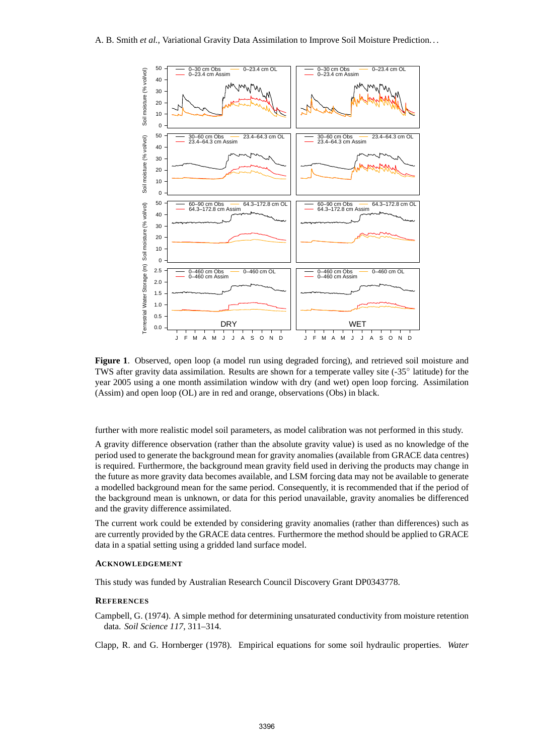**Figure 1**. Observed, open loop (a model run using degraded forcing), and retrieved soil moisture and TWS after gravity data assimilation. Results are shown for a temperate valley site (-35° latitude) for the year 2005 using a one month assimilation window with dry (and wet) open loop forcing. Assimilation (Assim) and open loop (OL) are in red and orange, observations (Obs) in black.

further with more realistic model soil parameters, as model calibration was not performed in this study.

A gravity difference observation (rather than the absolute gravity value) is used as no knowledge of the period used to generate the background mean for gravity anomalies (available from GRACE data centres) is required. Furthermore, the background mean gravity field used in deriving the products may change in the future as more gravity data becomes available, and LSM forcing data may not be available to generate a modelled background mean for the same period. Consequently, it is recommended that if the period of the background mean is unknown, or data for this period unavailable, gravity anomalies be differenced and the gravity difference assimilated.

The current work could be extended by considering gravity anomalies (rather than differences) such as are currently provided by the GRACE data centres. Furthermore the method should be applied to GRACE data in a spatial setting using a gridded land surface model.

## Acknowledgement

This study was funded by Australian Research Council Discovery Grant DP0343778.

## References

Campbell, G. (1974). A simple method for determining unsaturated conductivity from moisture retention data. *Soil Science 117*, 311–314.

Clapp, R. and G. Hornberger (1978). Empirical equations for some soil hydraulic properties. *Water*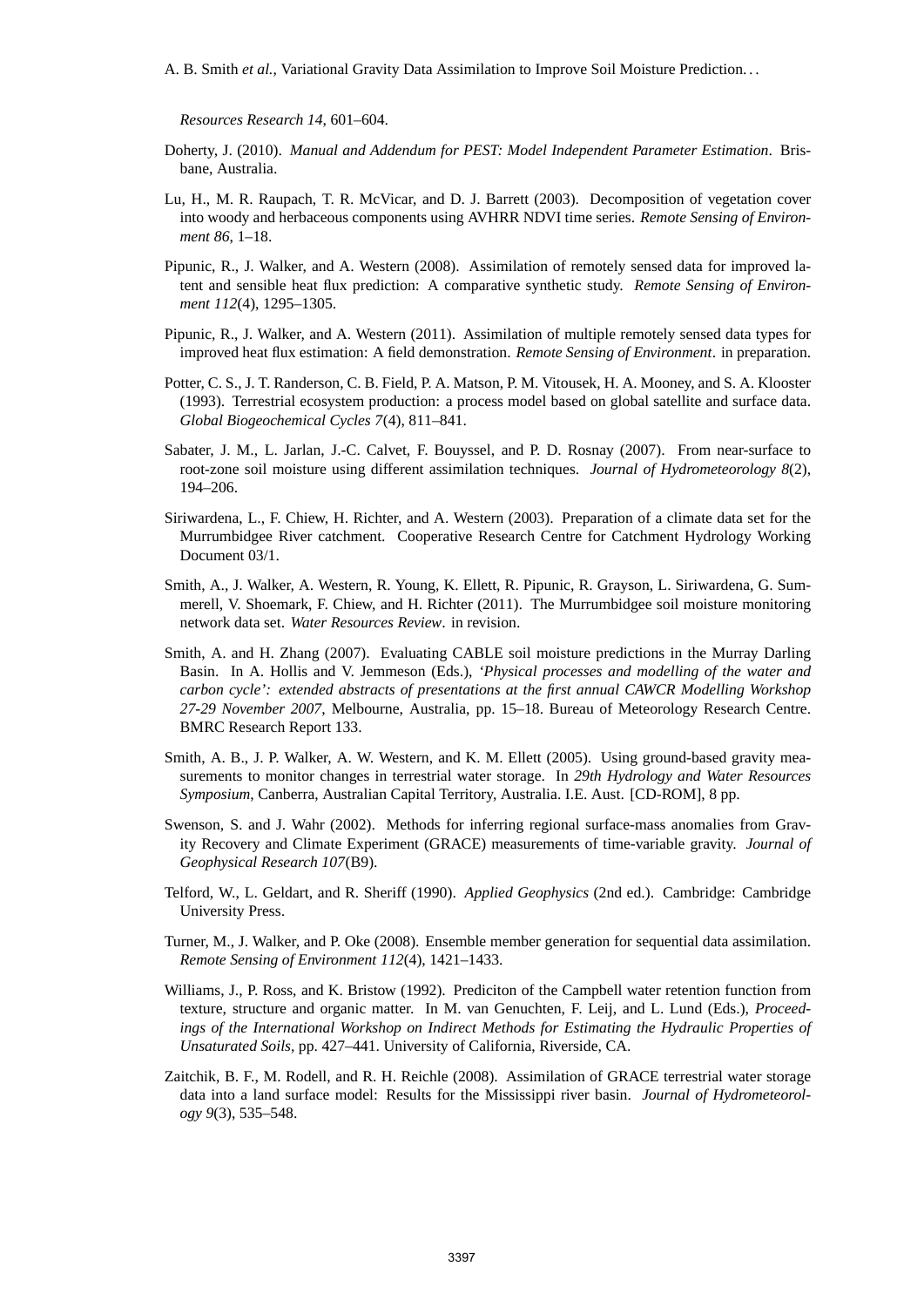*Resources Research 14*, 601–604.

Doherty, J. (2010). *Manual and Addendum for PEST: Model Independent Parameter Estimation*. Brisbane, Australia.

Lu, H., M. R. Raupach, T. R. McVicar, and D. J. Barrett (2003). Decomposition of vegetation cover into woody and herbaceous components using AVHRR NDVI time series. *Remote Sensing of Environment 86*, 1–18.

Pipunic, R., J. Walker, and A. Western (2008). Assimilation of remotely sensed data for improved latent and sensible heat flux prediction: A comparative synthetic study. *Remote Sensing of Environment 112*(4), 1295–1305.

Pipunic, R., J. Walker, and A. Western (2011). Assimilation of multiple remotely sensed data types for improved heat flux estimation: A field demonstration. *Remote Sensing of Environment*. in preparation.

Potter, C. S., J. T. Randerson, C. B. Field, P. A. Matson, P. M. Vitousek, H. A. Mooney, and S. A. Klooster (1993). Terrestrial ecosystem production: a process model based on global satellite and surface data. *Global Biogeochemical Cycles 7*(4), 811–841.

Sabater, J. M., L. Jarlan, J.-C. Calvet, F. Bouyssel, and P. D. Rosnay (2007). From near-surface to root-zone soil moisture using different assimilation techniques. *Journal of Hydrometeorology 8*(2), 194–206.

Siriwardena, L., F. Chiew, H. Richter, and A. Western (2003). Preparation of a climate data set for the Murrumbidgee River catchment. Cooperative Research Centre for Catchment Hydrology Working Document 03/1.

Smith, A., J. Walker, A. Western, R. Young, K. Ellett, R. Pipunic, R. Grayson, L. Siriwardena, G. Summerell, V. Shoemark, F. Chiew, and H. Richter (2011). The Murrumbidgee soil moisture monitoring network data set. *Water Resources Review*. in revision.

Smith, A. and H. Zhang (2007). Evaluating CABLE soil moisture predictions in the Murray Darling Basin. In A. Hollis and V. Jemmeson (Eds.), *'Physical processes and modelling of the water and carbon cycle': extended abstracts of presentations at the first annual CAWCR Modelling Workshop 27-29 November 2007*, Melbourne, Australia, pp. 15–18. Bureau of Meteorology Research Centre. BMRC Research Report 133.

Smith, A. B., J. P. Walker, A. W. Western, and K. M. Ellett (2005). Using ground-based gravity measurements to monitor changes in terrestrial water storage. In *29th Hydrology and Water Resources Symposium*, Canberra, Australian Capital Territory, Australia. I.E. Aust. [CD-ROM], 8 pp.

Swenson, S. and J. Wahr (2002). Methods for inferring regional surface-mass anomalies from Gravity Recovery and Climate Experiment (GRACE) measurements of time-variable gravity. *Journal of Geophysical Research 107*(B9).

Telford, W., L. Geldart, and R. Sheriff (1990). *Applied Geophysics* (2nd ed.). Cambridge: Cambridge University Press.

Turner, M., J. Walker, and P. Oke (2008). Ensemble member generation for sequential data assimilation. *Remote Sensing of Environment 112*(4), 1421–1433.

Williams, J., P. Ross, and K. Bristow (1992). Prediciton of the Campbell water retention function from texture, structure and organic matter. In M. van Genuchten, F. Leij, and L. Lund (Eds.), *Proceedings of the International Workshop on Indirect Methods for Estimating the Hydraulic Properties of Unsaturated Soils*, pp. 427–441. University of California, Riverside, CA.

Zaitchik, B. F., M. Rodell, and R. H. Reichle (2008). Assimilation of GRACE terrestrial water storage data into a land surface model: Results for the Mississippi river basin. *Journal of Hydrometeorology 9*(3), 535–548.